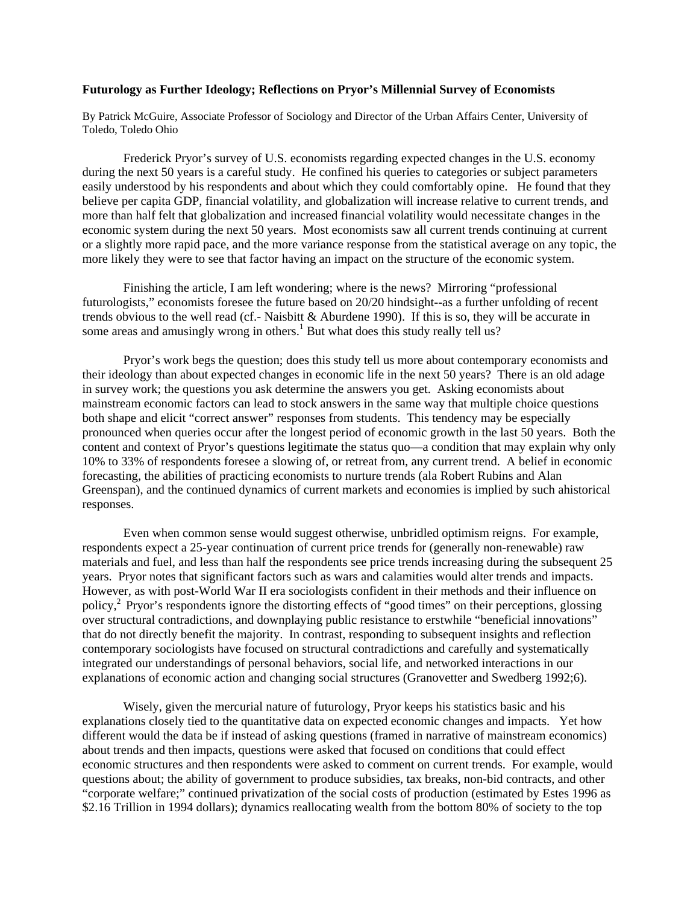**Futurology as Further Ideology; Reflections on Pryor's Millennial Survey of Economists**

By Patrick McGuire, Associate Professor of Sociology and Director of the Urban Affairs Center, University of Toledo, Toledo Ohio

Frederick Pryor's survey of U.S. economists regarding expected changes in the U.S. economy during the next 50 years is a careful study. He confined his queries to categories or subject parameters easily understood by his respondents and about which they could comfortably opine. He found that they believe per capita GDP, financial volatility, and globalization will increase relative to current trends, and more than half felt that globalization and increased financial volatility would necessitate changes in the economic system during the next 50 years. Most economists saw all current trends continuing at current or a slightly more rapid pace, and the more variance response from the statistical average on any topic, the more likely they were to see that factor having an impact on the structure of the economic system.

Finishing the article, I am left wondering; where is the news? Mirroring "professional futurologists," economists foresee the future based on 20/20 hindsight--as a further unfolding of recent trends obvious to the well read (cf.- Naisbitt & Aburdene 1990). If this is so, they will be accurate in some areas and amusingly wrong in others.[1] But what does this study really tell us?

Pryor's work begs the question; does this study tell us more about contemporary economists and their ideology than about expected changes in economic life in the next 50 years? There is an old adage in survey work; the questions you ask determine the answers you get. Asking economists about mainstream economic factors can lead to stock answers in the same way that multiple choice questions both shape and elicit "correct answer" responses from students. This tendency may be especially pronounced when queries occur after the longest period of economic growth in the last 50 years. Both the content and context of Pryor's questions legitimate the status quo—a condition that may explain why only 10% to 33% of respondents foresee a slowing of, or retreat from, any current trend. A belief in economic forecasting, the abilities of practicing economists to nurture trends (ala Robert Rubins and Alan Greenspan), and the continued dynamics of current markets and economies is implied by such ahistorical responses.

Even when common sense would suggest otherwise, unbridled optimism reigns. For example, respondents expect a 25-year continuation of current price trends for (generally non-renewable) raw materials and fuel, and less than half the respondents see price trends increasing during the subsequent 25 years. Pryor notes that significant factors such as wars and calamities would alter trends and impacts. However, as with post-World War II era sociologists confident in their methods and their influence on policy,[2] Pryor's respondents ignore the distorting effects of "good times" on their perceptions, glossing over structural contradictions, and downplaying public resistance to erstwhile "beneficial innovations" that do not directly benefit the majority. In contrast, responding to subsequent insights and reflection contemporary sociologists have focused on structural contradictions and carefully and systematically integrated our understandings of personal behaviors, social life, and networked interactions in our explanations of economic action and changing social structures (Granovetter and Swedberg 1992;6).

Wisely, given the mercurial nature of futurology, Pryor keeps his statistics basic and his explanations closely tied to the quantitative data on expected economic changes and impacts. Yet how different would the data be if instead of asking questions (framed in narrative of mainstream economics) about trends and then impacts, questions were asked that focused on conditions that could effect economic structures and then respondents were asked to comment on current trends. For example, would questions about; the ability of government to produce subsidies, tax breaks, non-bid contracts, and other "corporate welfare;" continued privatization of the social costs of production (estimated by Estes 1996 as $2.16 Trillion in 1994 dollars); dynamics reallocating wealth from the bottom 80% of society to the top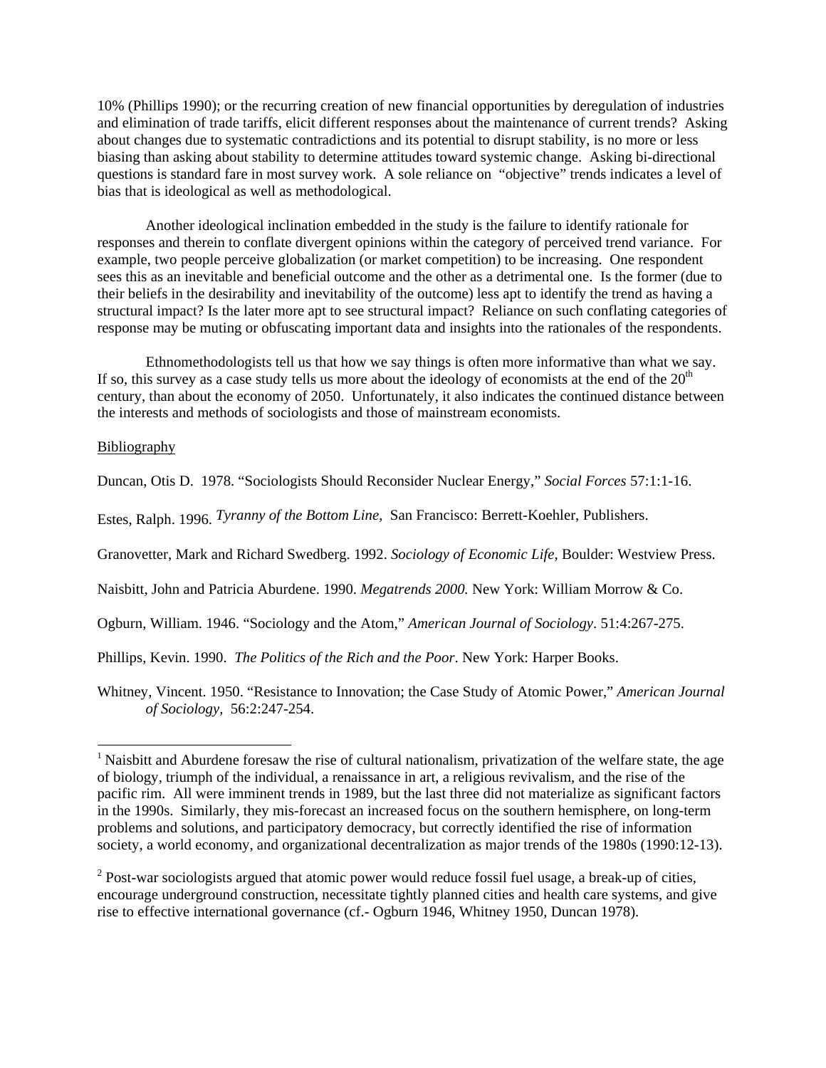10% (Phillips 1990); or the recurring creation of new financial opportunities by deregulation of industries and elimination of trade tariffs, elicit different responses about the maintenance of current trends? Asking about changes due to systematic contradictions and its potential to disrupt stability, is no more or less biasing than asking about stability to determine attitudes toward systemic change. Asking bi-directional questions is standard fare in most survey work. A sole reliance on "objective" trends indicates a level of bias that is ideological as well as methodological.

Another ideological inclination embedded in the study is the failure to identify rationale for responses and therein to conflate divergent opinions within the category of perceived trend variance. For example, two people perceive globalization (or market competition) to be increasing. One respondent sees this as an inevitable and beneficial outcome and the other as a detrimental one. Is the former (due to their beliefs in the desirability and inevitability of the outcome) less apt to identify the trend as having a structural impact? Is the later more apt to see structural impact? Reliance on such conflating categories of response may be muting or obfuscating important data and insights into the rationales of the respondents.

Ethnomethodologists tell us that how we say things is often more informative than what we say. If so, this survey as a case study tells us more about the ideology of economists at the end of the 20th century, than about the economy of 2050. Unfortunately, it also indicates the continued distance between the interests and methods of sociologists and those of mainstream economists.

Bibliography

Duncan, Otis D. 1978. "Sociologists Should Reconsider Nuclear Energy," *Social Forces* 57:1:1-16.

Estes, Ralph. 1996. *Tyranny of the Bottom Line*, San Francisco: Berrett-Koehler, Publishers.

Granovetter, Mark and Richard Swedberg. 1992. *Sociology of Economic Life*, Boulder: Westview Press.

Naisbitt, John and Patricia Aburdene. 1990. *Megatrends 2000.* New York: William Morrow & Co.

Ogburn, William. 1946. "Sociology and the Atom," *American Journal of Sociology*. 51:4:267-275.

Phillips, Kevin. 1990. *The Politics of the Rich and the Poor*. New York: Harper Books.

Whitney, Vincent. 1950. "Resistance to Innovation; the Case Study of Atomic Power," *American Journal of Sociology*, 56:2:247-254.

---

[1] Naisbitt and Aburdene foresaw the rise of cultural nationalism, privatization of the welfare state, the age of biology, triumph of the individual, a renaissance in art, a religious revivalism, and the rise of the pacific rim. All were imminent trends in 1989, but the last three did not materialize as significant factors in the 1990s. Similarly, they mis-forecast an increased focus on the southern hemisphere, on long-term problems and solutions, and participatory democracy, but correctly identified the rise of information society, a world economy, and organizational decentralization as major trends of the 1980s (1990:12-13).

[2] Post-war sociologists argued that atomic power would reduce fossil fuel usage, a break-up of cities, encourage underground construction, necessitate tightly planned cities and health care systems, and give rise to effective international governance (cf.- Ogburn 1946, Whitney 1950, Duncan 1978).